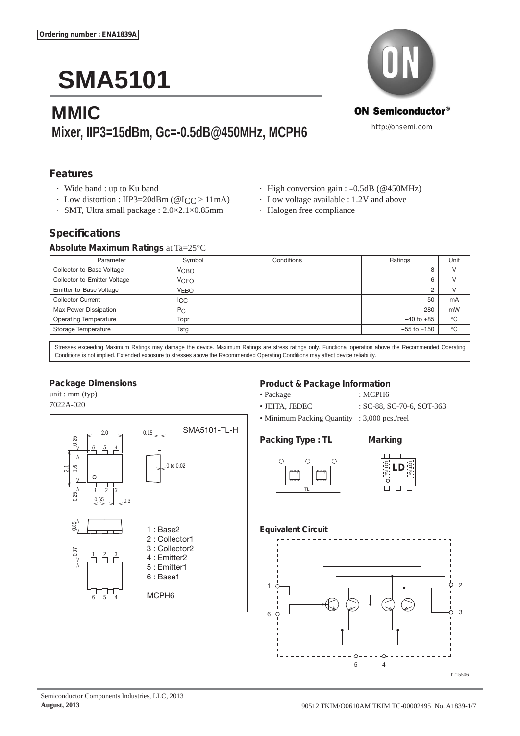Ordering number : ENA1839A

# SMA5101

## MMIC

## Mixer, IIP3=15dBm, Gc=-0.5dB@450MHz, MCPH6

ON Semiconductor®

http://onsemi.com

### Features

- Wide band : up to Ku band
- Low distortion : IIP3=20dBm (@$I_{CC}$ > 11mA)
- SMT, Ultra small package : 2.0×2.1×0.85mm
- High conversion gain : –0.5dB (@450MHz)
- Low voltage available : 1.2V and above
- Halogen free compliance

### Specifications

#### Absolute Maximum Ratings at Ta=25°C

| Parameter | Symbol | Conditions | Ratings | Unit |
|---|---|---|---|---|
| Collector-to-Base Voltage | $V_{CBO}$ | | 8 | V |
| Collector-to-Emitter Voltage | $V_{CEO}$ | | 6 | V |
| Emitter-to-Base Voltage | $V_{EBO}$ | | 2 | V |
| Collector Current | $I_{CC}$ | | 50 | mA |
| Max Power Dissipation | $P_C$ | | 280 | mW |
| Operating Temperature | Topr | | −40 to +85 | °C |
| Storage Temperature | Tstg | | −55 to +150 | °C |

Stresses exceeding Maximum Ratings may damage the device. Maximum Ratings are stress ratings only. Functional operation above the Recommended Operating Conditions is not implied. Extended exposure to stresses above the Recommended Operating Conditions may affect device reliability.

#### Package Dimensions

unit : mm (typ)
7022A-020

SMA5101-TL-H

1 : Base2
2 : Collector1
3 : Collector2
4 : Emitter2
5 : Emitter1
6 : Base1

MCPH6

#### Product & Package Information

- Package : MCPH6
- JEITA, JEDEC : SC-88, SC-70-6, SOT-363
- Minimum Packing Quantity : 3,000 pcs./reel

#### Packing Type : TL

#### Marking

LD

#### Equivalent Circuit

IT15506

Semiconductor Components Industries, LLC, 2013
**August, 2013**

90512 TKIM/O0610AM TKIM TC-00002495 No. A1839-1/7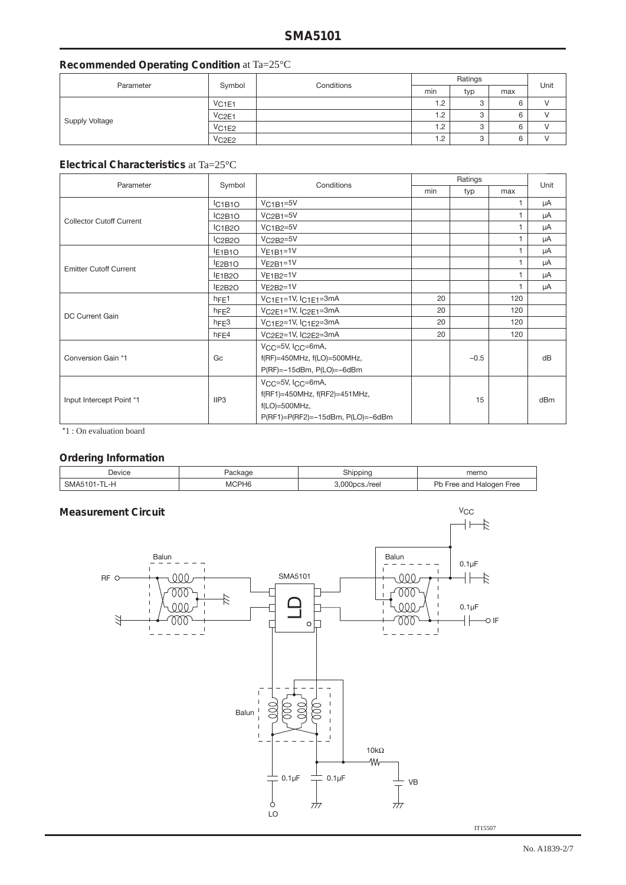# SMA5101

## Recommended Operating Condition at Ta=25°C

| Parameter | Symbol | Conditions | Ratings | | | Unit |
|---|---|---|---|---|---|---|
| | | | min | typ | max | |
| Supply Voltage | $V_{C1E1}$ | | 1.2 | 3 | 6 | V |
| | $V_{C2E1}$ | | 1.2 | 3 | 6 | V |
| | $V_{C1E2}$ | | 1.2 | 3 | 6 | V |
| | $V_{C2E2}$ | | 1.2 | 3 | 6 | V |

## Electrical Characteristics at Ta=25°C

| Parameter | Symbol | Conditions | Ratings | | | Unit |
|---|---|---|---|---|---|---|
| | | | min | typ | max | |
| Collector Cutoff Current | $I_{C1B1O}$ | $V_{C1B1}$=5V | | | 1 | μA |
| | $I_{C2B1O}$ | $V_{C2B1}$=5V | | | 1 | μA |
| | $I_{C1B2O}$ | $V_{C1B2}$=5V | | | 1 | μA |
| | $I_{C2B2O}$ | $V_{C2B2}$=5V | | | 1 | μA |
| Emitter Cutoff Current | $I_{E1B1O}$ | $V_{E1B1}$=1V | | | 1 | μA |
| | $I_{E2B1O}$ | $V_{E2B1}$=1V | | | 1 | μA |
| | $I_{E1B2O}$ | $V_{E1B2}$=1V | | | 1 | μA |
| | $I_{E2B2O}$ | $V_{E2B2}$=1V | | | 1 | μA |
| DC Current Gain | $h_{FE}1$ | $V_{C1E1}$=1V, $I_{C1E1}$=3mA | 20 | | 120 | |
| | $h_{FE}2$ | $V_{C2E1}$=1V, $I_{C2E1}$=3mA | 20 | | 120 | |
| | $h_{FE}3$ | $V_{C1E2}$=1V, $I_{C1E2}$=3mA | 20 | | 120 | |
| | $h_{FE}4$ | $V_{C2E2}$=1V, $I_{C2E2}$=3mA | 20 | | 120 | |
| Conversion Gain *1 | Gc | $V_{CC}$=5V, $I_{CC}$=6mA, f(RF)=450MHz, f(LO)=500MHz, P(RF)=−15dBm, P(LO)=−6dBm | | −0.5 | | dB |
| Input Intercept Point *1 | IIP3 | $V_{CC}$=5V, $I_{CC}$=6mA, f(RF1)=450MHz, f(RF2)=451MHz, f(LO)=500MHz, P(RF1)=P(RF2)=−15dBm, P(LO)=−6dBm | | 15 | | dBm |

*1 : On evaluation board

## Ordering Information

| Device | Package | Shipping | memo |
|---|---|---|---|
| SMA5101-TL-H | MCPH6 | 3,000pcs./reel | Pb Free and Halogen Free |

## Measurement Circuit

IT15507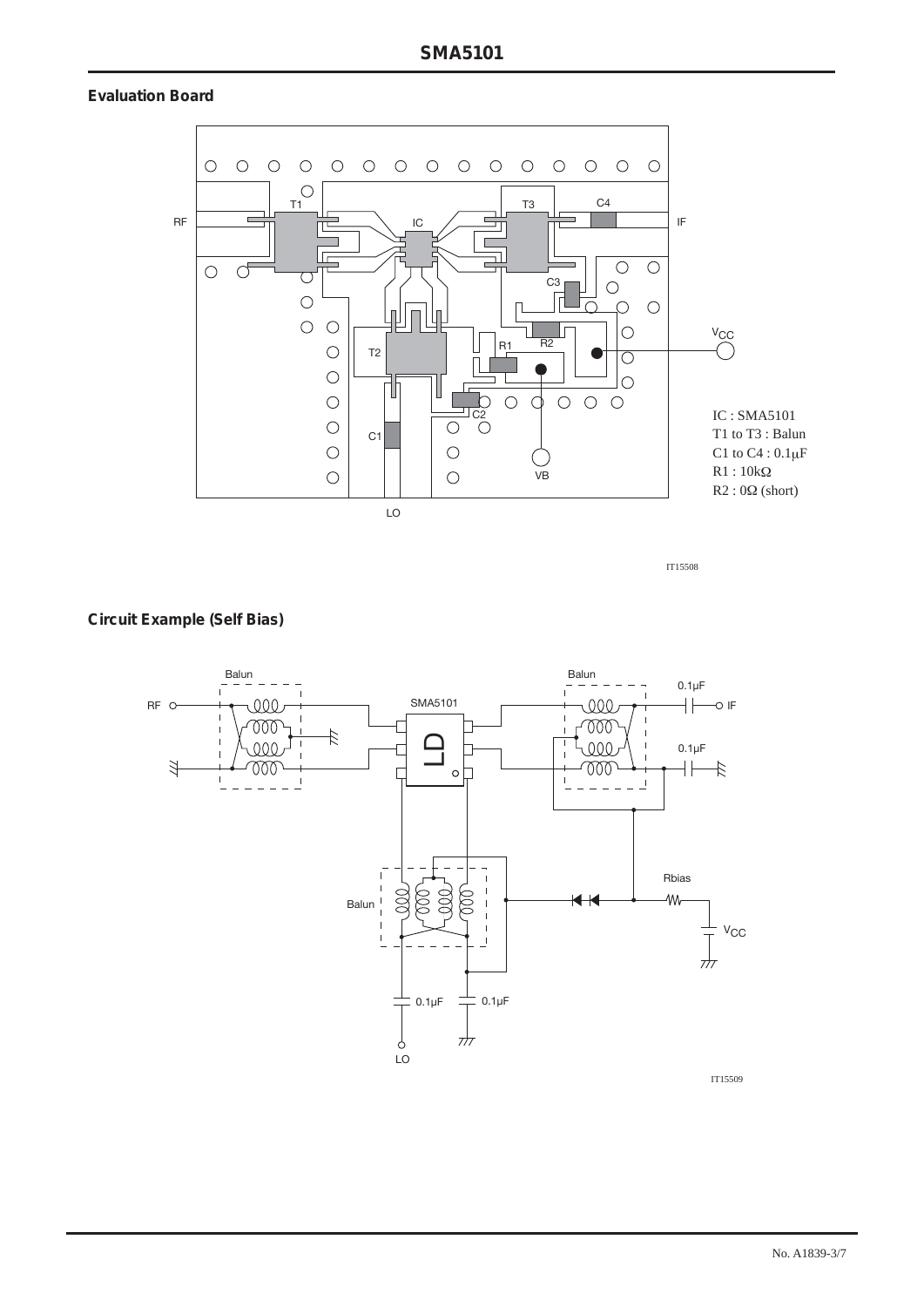## Evaluation Board

IC : SMA5101
T1 to T3 : Balun
C1 to C4 : 0.1μF
R1 : 10kΩ
R2 : 0Ω (short)

IT15508

## Circuit Example (Self Bias)

IT15509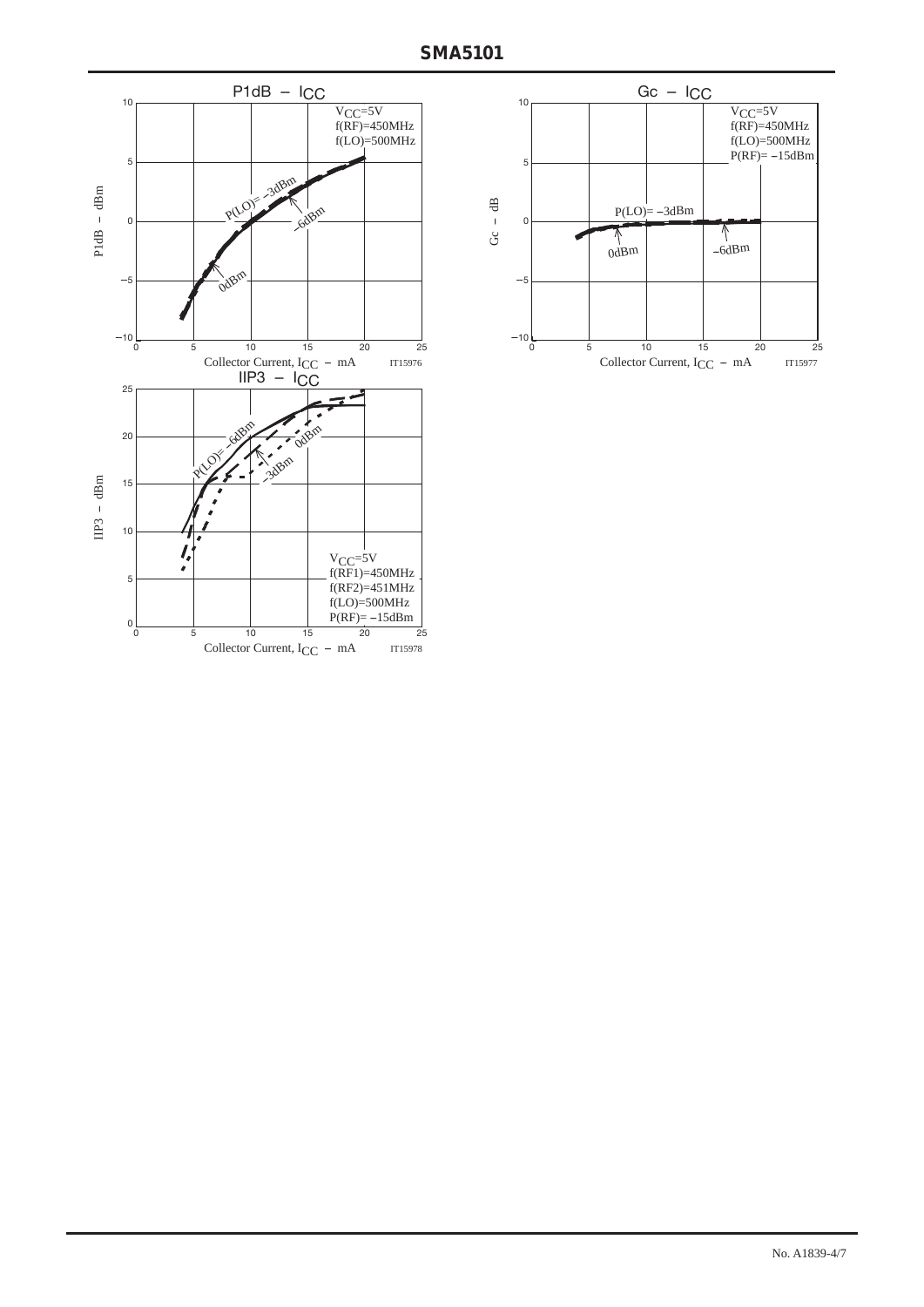## P1dB – ICC

$V_{CC}$=5V
f(RF)=450MHz
f(LO)=500MHz

P(LO)= –3dBm
–6dBm
0dBm

P1dB – dBm

Collector Current, $I_{CC}$ – mA

IT15976

## Gc – ICC

$V_{CC}$=5V
f(RF)=450MHz
f(LO)=500MHz
P(RF)= –15dBm

P(LO)= –3dBm
0dBm
–6dBm

Gc – dB

Collector Current, $I_{CC}$ – mA

IT15977

## IIP3 – ICC

P(LO)= –6dBm
0dBm
–3dBm

$V_{CC}$=5V
f(RF1)=450MHz
f(RF2)=451MHz
f(LO)=500MHz
P(RF)= –15dBm

IIP3 – dBm

Collector Current, $I_{CC}$ – mA

IT15978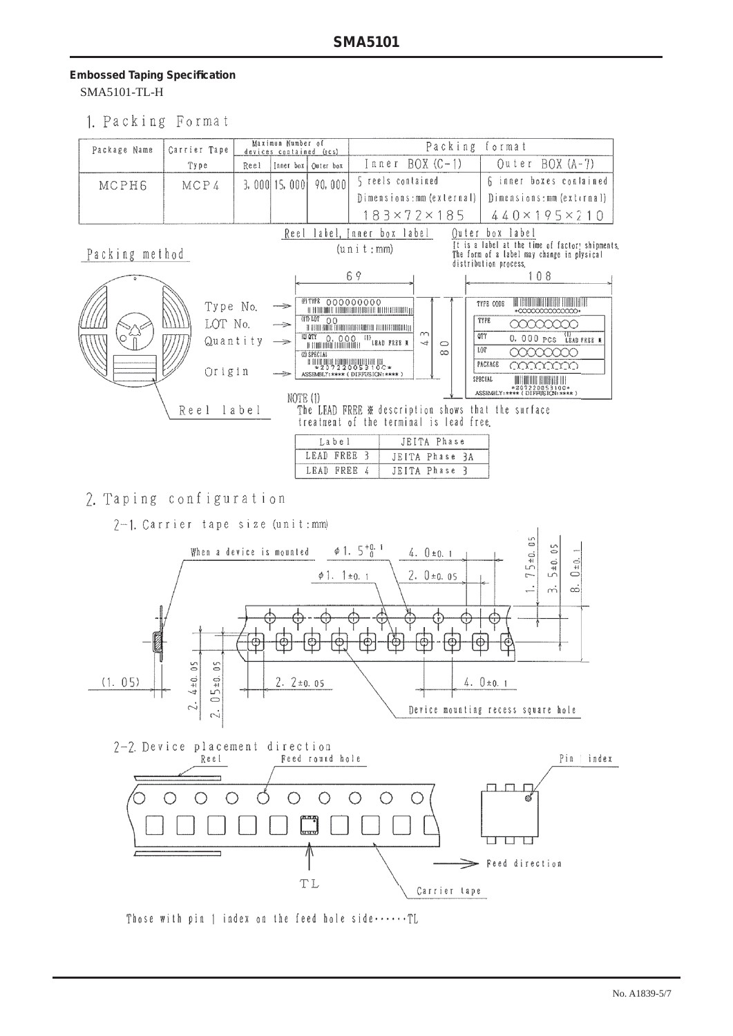**Embossed Taping Specification**

SMA5101-TL-H

## 1. Packing Format

| Package Name | Carrier Tape Type | Maximum Number of devices contained (pcs) | | | Packing format | |
|---|---|---|---|---|---|---|
| | | Reel | Inner box | Outer box | Inner BOX (C-1) | Outer BOX (A-7) |
| MCPH6 | MCP4 | 3,000 | 15,000 | 90,000 | 5 reels contained<br>Dimensions:mm (external)<br>183×72×185 | 6 inner boxes contained<br>Dimensions:mm (external)<br>440×195×210 |

Packing method

Reel label, Inner box label (unit:mm)

Outer box label
It is a label at the time of factory shipments. The form of a label may change in physical distribution process.

Type No.
LOT No.
Quantity
Origin

Reel label

NOTE (1)
The LEAD FREE ※ description shows that the surface treatment of the terminal is lead free.

| Label | JEITA Phase |
|---|---|
| LEAD FREE 3 | JEITA Phase 3A |
| LEAD FREE 4 | JEITA Phase 3 |

## 2. Taping configuration

2-1. Carrier tape size (unit:mm)

2-2. Device placement direction

Those with pin 1 index on the feed hole side······TL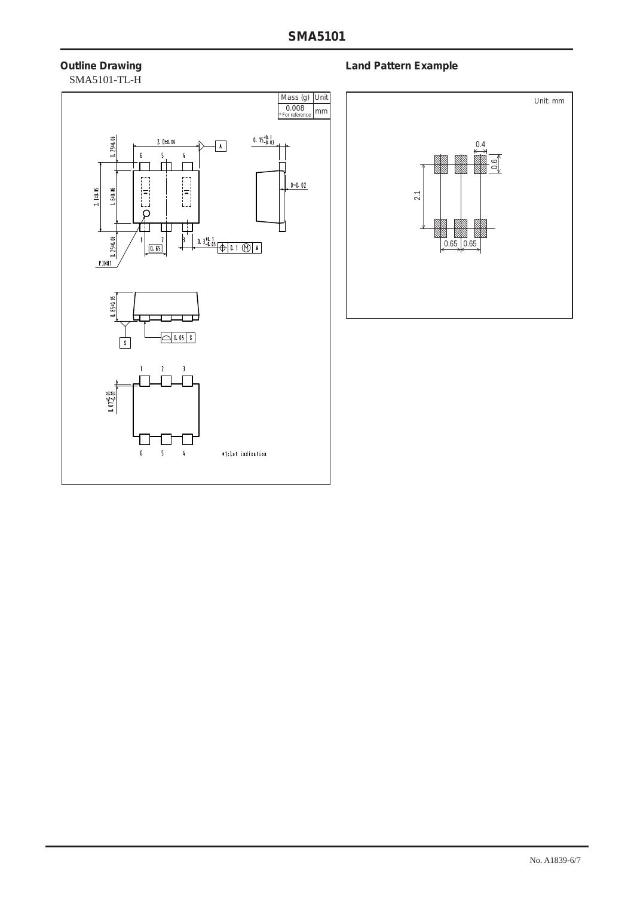## Outline Drawing

SMA5101-TL-H

| Mass (g) | Unit |
| --- | --- |
| 0.008 * For reference | mm |

*1;1st indication

## Land Pattern Example

Unit: mm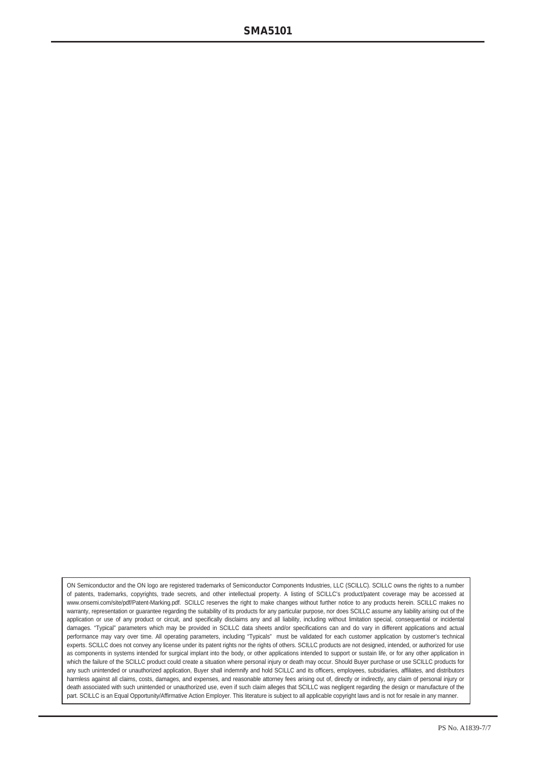ON Semiconductor and the ON logo are registered trademarks of Semiconductor Components Industries, LLC (SCILLC). SCILLC owns the rights to a number of patents, trademarks, copyrights, trade secrets, and other intellectual property. A listing of SCILLC's product/patent coverage may be accessed at www.onsemi.com/site/pdf/Patent-Marking.pdf. SCILLC reserves the right to make changes without further notice to any products herein. SCILLC makes no warranty, representation or guarantee regarding the suitability of its products for any particular purpose, nor does SCILLC assume any liability arising out of the application or use of any product or circuit, and specifically disclaims any and all liability, including without limitation special, consequential or incidental damages. "Typical" parameters which may be provided in SCILLC data sheets and/or specifications can and do vary in different applications and actual performance may vary over time. All operating parameters, including "Typicals" must be validated for each customer application by customer's technical experts. SCILLC does not convey any license under its patent rights nor the rights of others. SCILLC products are not designed, intended, or authorized for use as components in systems intended for surgical implant into the body, or other applications intended to support or sustain life, or for any other application in which the failure of the SCILLC product could create a situation where personal injury or death may occur. Should Buyer purchase or use SCILLC products for any such unintended or unauthorized application, Buyer shall indemnify and hold SCILLC and its officers, employees, subsidiaries, affiliates, and distributors harmless against all claims, costs, damages, and expenses, and reasonable attorney fees arising out of, directly or indirectly, any claim of personal injury or death associated with such unintended or unauthorized use, even if such claim alleges that SCILLC was negligent regarding the design or manufacture of the part. SCILLC is an Equal Opportunity/Affirmative Action Employer. This literature is subject to all applicable copyright laws and is not for resale in any manner.